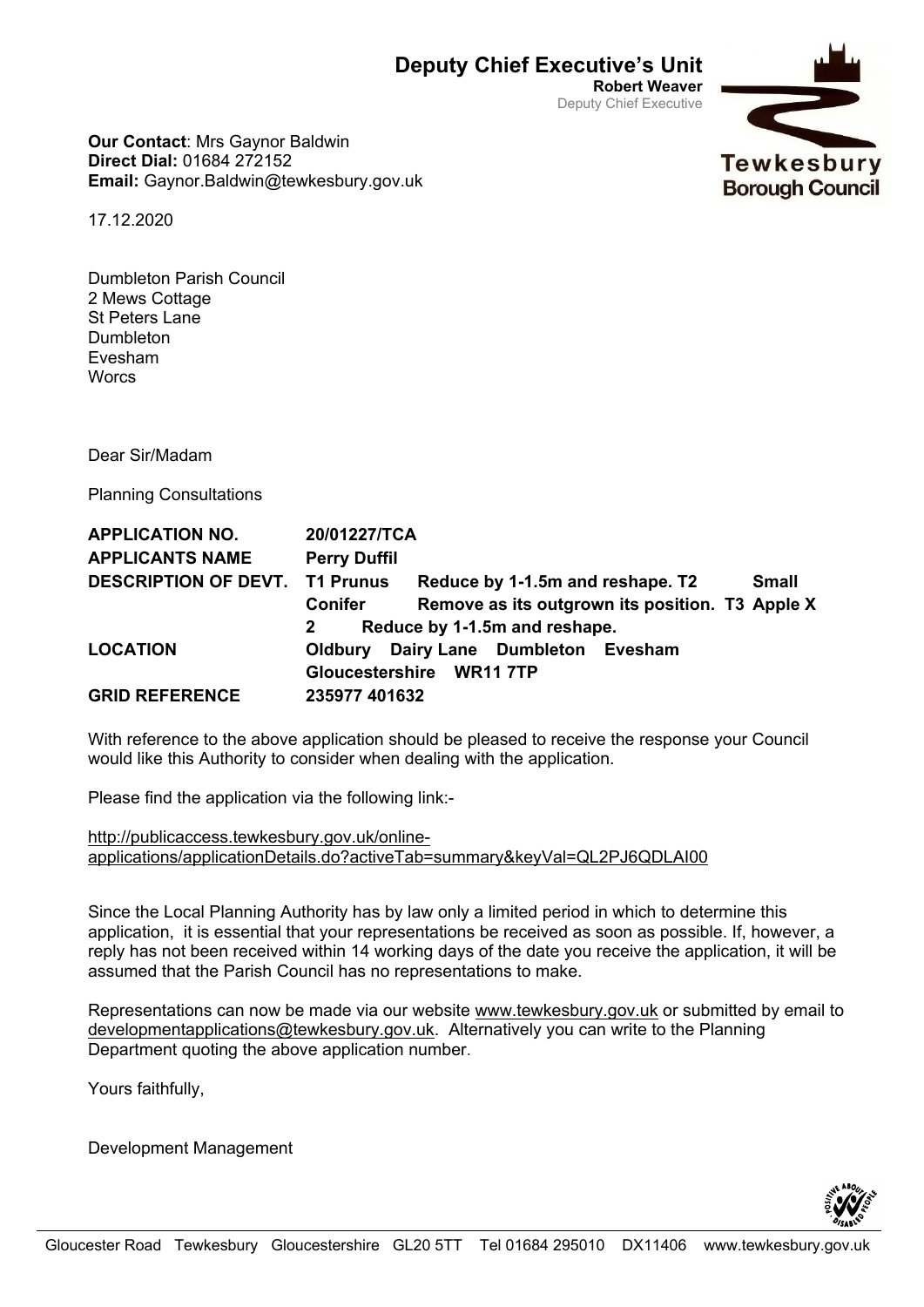# Deputy Chief Executive's Unit

**Robert Weaver**
Deputy Chief Executive

Tewkesbury Borough Council

**Our Contact**: Mrs Gaynor Baldwin
**Direct Dial:** 01684 272152
**Email:** Gaynor.Baldwin@tewkesbury.gov.uk

17.12.2020

Dumbleton Parish Council
2 Mews Cottage
St Peters Lane
Dumbleton
Evesham
Worcs

Dear Sir/Madam

Planning Consultations

| | |
|---|---|
| **APPLICATION NO.** | **20/01227/TCA** |
| **APPLICANTS NAME** | **Perry Duffil** |
| **DESCRIPTION OF DEVT.** | **T1 Prunus Reduce by 1-1.5m and reshape. T2 Small Conifer Remove as its outgrown its position. T3 Apple X 2 Reduce by 1-1.5m and reshape.** |
| **LOCATION** | **Oldbury Dairy Lane Dumbleton Evesham Gloucestershire WR11 7TP** |
| **GRID REFERENCE** | **235977 401632** |

With reference to the above application should be pleased to receive the response your Council would like this Authority to consider when dealing with the application.

Please find the application via the following link:-

http://publicaccess.tewkesbury.gov.uk/online-applications/applicationDetails.do?activeTab=summary&keyVal=QL2PJ6QDLAI00

Since the Local Planning Authority has by law only a limited period in which to determine this application, it is essential that your representations be received as soon as possible. If, however, a reply has not been received within 14 working days of the date you receive the application, it will be assumed that the Parish Council has no representations to make.

Representations can now be made via our website www.tewkesbury.gov.uk or submitted by email to developmentapplications@tewkesbury.gov.uk. Alternatively you can write to the Planning Department quoting the above application number.

Yours faithfully,

Development Management

Gloucester Road Tewkesbury Gloucestershire GL20 5TT Tel 01684 295010 DX11406 www.tewkesbury.gov.uk